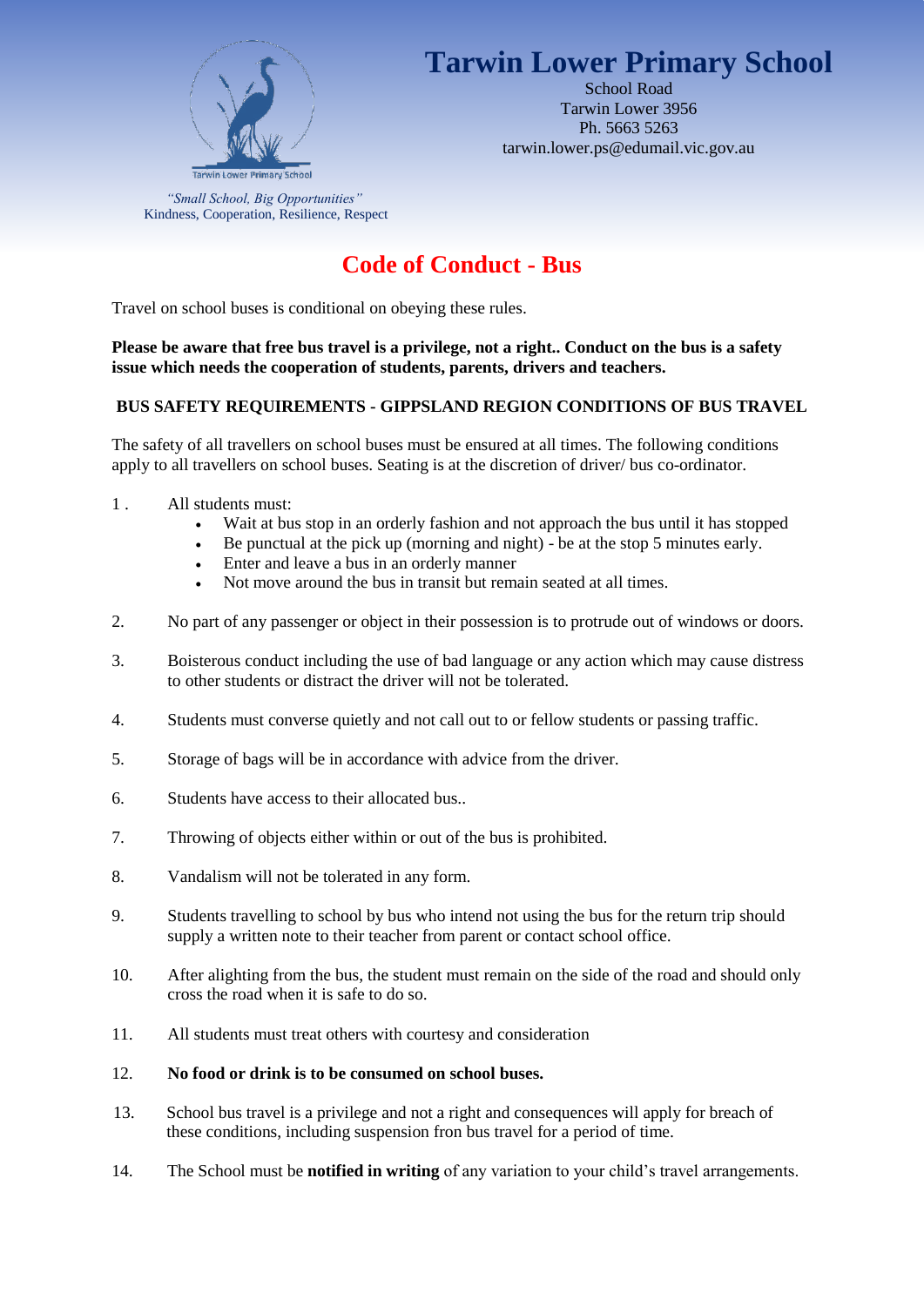# Tarwin Lower Primary School

School Road
Tarwin Lower 3956
Ph. 5663 5263
tarwin.lower.ps@edumail.vic.gov.au

*"Small School, Big Opportunities"*
Kindness, Cooperation, Resilience, Respect

## Code of Conduct - Bus

Travel on school buses is conditional on obeying these rules.

**Please be aware that free bus travel is a privilege, not a right.. Conduct on the bus is a safety issue which needs the cooperation of students, parents, drivers and teachers.**

### BUS SAFETY REQUIREMENTS - GIPPSLAND REGION CONDITIONS OF BUS TRAVEL

The safety of all travellers on school buses must be ensured at all times. The following conditions apply to all travellers on school buses. Seating is at the discretion of driver/ bus co-ordinator.

1. All students must:
   - Wait at bus stop in an orderly fashion and not approach the bus until it has stopped
   - Be punctual at the pick up (morning and night) - be at the stop 5 minutes early.
   - Enter and leave a bus in an orderly manner
   - Not move around the bus in transit but remain seated at all times.

2. No part of any passenger or object in their possession is to protrude out of windows or doors.

3. Boisterous conduct including the use of bad language or any action which may cause distress to other students or distract the driver will not be tolerated.

4. Students must converse quietly and not call out to or fellow students or passing traffic.

5. Storage of bags will be in accordance with advice from the driver.

6. Students have access to their allocated bus..

7. Throwing of objects either within or out of the bus is prohibited.

8. Vandalism will not be tolerated in any form.

9. Students travelling to school by bus who intend not using the bus for the return trip should supply a written note to their teacher from parent or contact school office.

10. After alighting from the bus, the student must remain on the side of the road and should only cross the road when it is safe to do so.

11. All students must treat others with courtesy and consideration

12. **No food or drink is to be consumed on school buses.**

13. School bus travel is a privilege and not a right and consequences will apply for breach of these conditions, including suspension fron bus travel for a period of time.

14. The School must be **notified in writing** of any variation to your child's travel arrangements.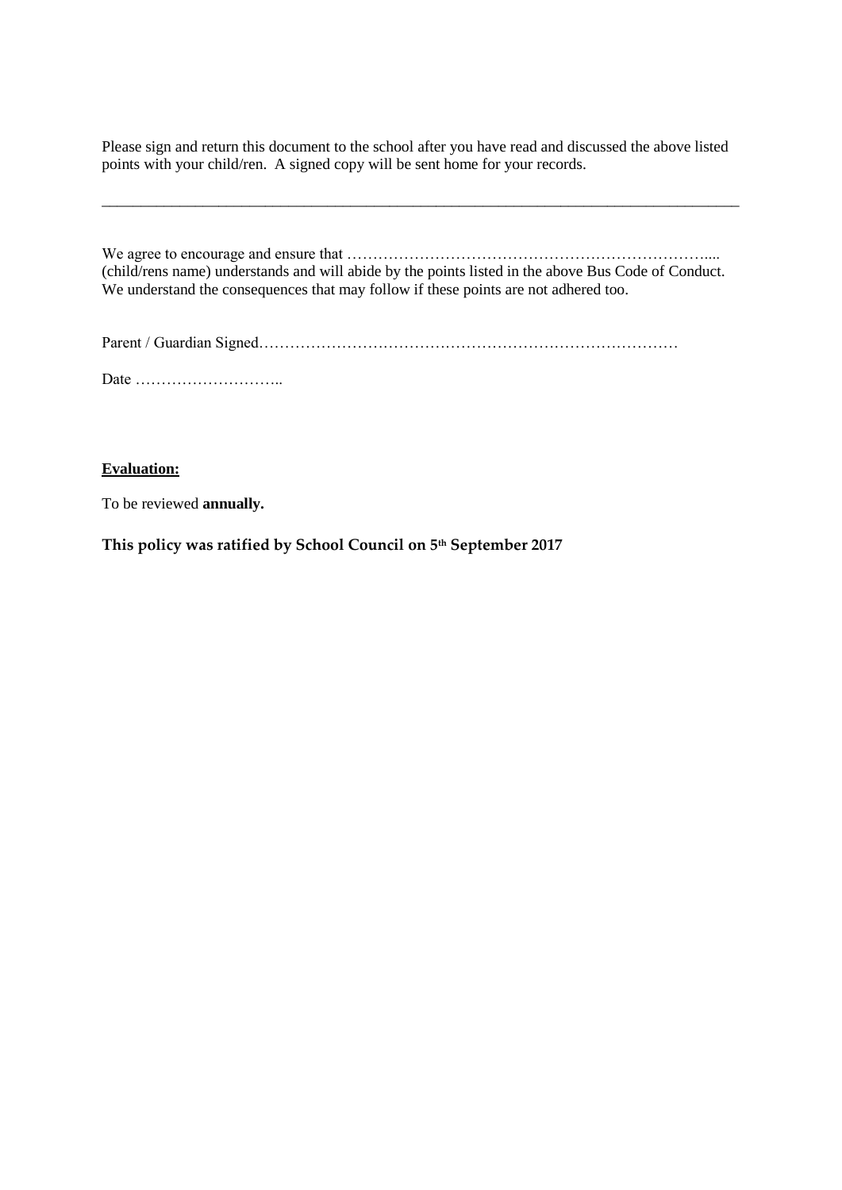Please sign and return this document to the school after you have read and discussed the above listed points with your child/ren. A signed copy will be sent home for your records.

---

We agree to encourage and ensure that ……………………………………………………………....
(child/rens name) understands and will abide by the points listed in the above Bus Code of Conduct. We understand the consequences that may follow if these points are not adhered too.

Parent / Guardian Signed………………………………………………………………………

Date ………………………..

**Evaluation:**

To be reviewed **annually.**

**This policy was ratified by School Council on 5th September 2017**